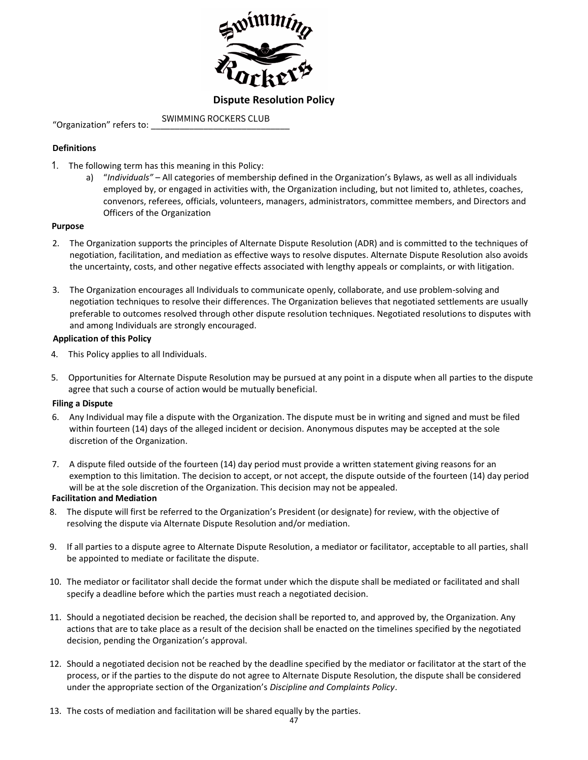# Dispute Resolution Policy

"Organization" refers to: SWIMMING ROCKERS CLUB

**Definitions**

1. The following term has this meaning in this Policy:
   a) "*Individuals"* – All categories of membership defined in the Organization's Bylaws, as well as all individuals employed by, or engaged in activities with, the Organization including, but not limited to, athletes, coaches, convenors, referees, officials, volunteers, managers, administrators, committee members, and Directors and Officers of the Organization

**Purpose**

2. The Organization supports the principles of Alternate Dispute Resolution (ADR) and is committed to the techniques of negotiation, facilitation, and mediation as effective ways to resolve disputes. Alternate Dispute Resolution also avoids the uncertainty, costs, and other negative effects associated with lengthy appeals or complaints, or with litigation.

3. The Organization encourages all Individuals to communicate openly, collaborate, and use problem-solving and negotiation techniques to resolve their differences. The Organization believes that negotiated settlements are usually preferable to outcomes resolved through other dispute resolution techniques. Negotiated resolutions to disputes with and among Individuals are strongly encouraged.

**Application of this Policy**

4. This Policy applies to all Individuals.

5. Opportunities for Alternate Dispute Resolution may be pursued at any point in a dispute when all parties to the dispute agree that such a course of action would be mutually beneficial.

**Filing a Dispute**

6. Any Individual may file a dispute with the Organization. The dispute must be in writing and signed and must be filed within fourteen (14) days of the alleged incident or decision. Anonymous disputes may be accepted at the sole discretion of the Organization.

7. A dispute filed outside of the fourteen (14) day period must provide a written statement giving reasons for an exemption to this limitation. The decision to accept, or not accept, the dispute outside of the fourteen (14) day period will be at the sole discretion of the Organization. This decision may not be appealed.

**Facilitation and Mediation**

8. The dispute will first be referred to the Organization's President (or designate) for review, with the objective of resolving the dispute via Alternate Dispute Resolution and/or mediation.

9. If all parties to a dispute agree to Alternate Dispute Resolution, a mediator or facilitator, acceptable to all parties, shall be appointed to mediate or facilitate the dispute.

10. The mediator or facilitator shall decide the format under which the dispute shall be mediated or facilitated and shall specify a deadline before which the parties must reach a negotiated decision.

11. Should a negotiated decision be reached, the decision shall be reported to, and approved by, the Organization. Any actions that are to take place as a result of the decision shall be enacted on the timelines specified by the negotiated decision, pending the Organization's approval.

12. Should a negotiated decision not be reached by the deadline specified by the mediator or facilitator at the start of the process, or if the parties to the dispute do not agree to Alternate Dispute Resolution, the dispute shall be considered under the appropriate section of the Organization's *Discipline and Complaints Policy*.

13. The costs of mediation and facilitation will be shared equally by the parties.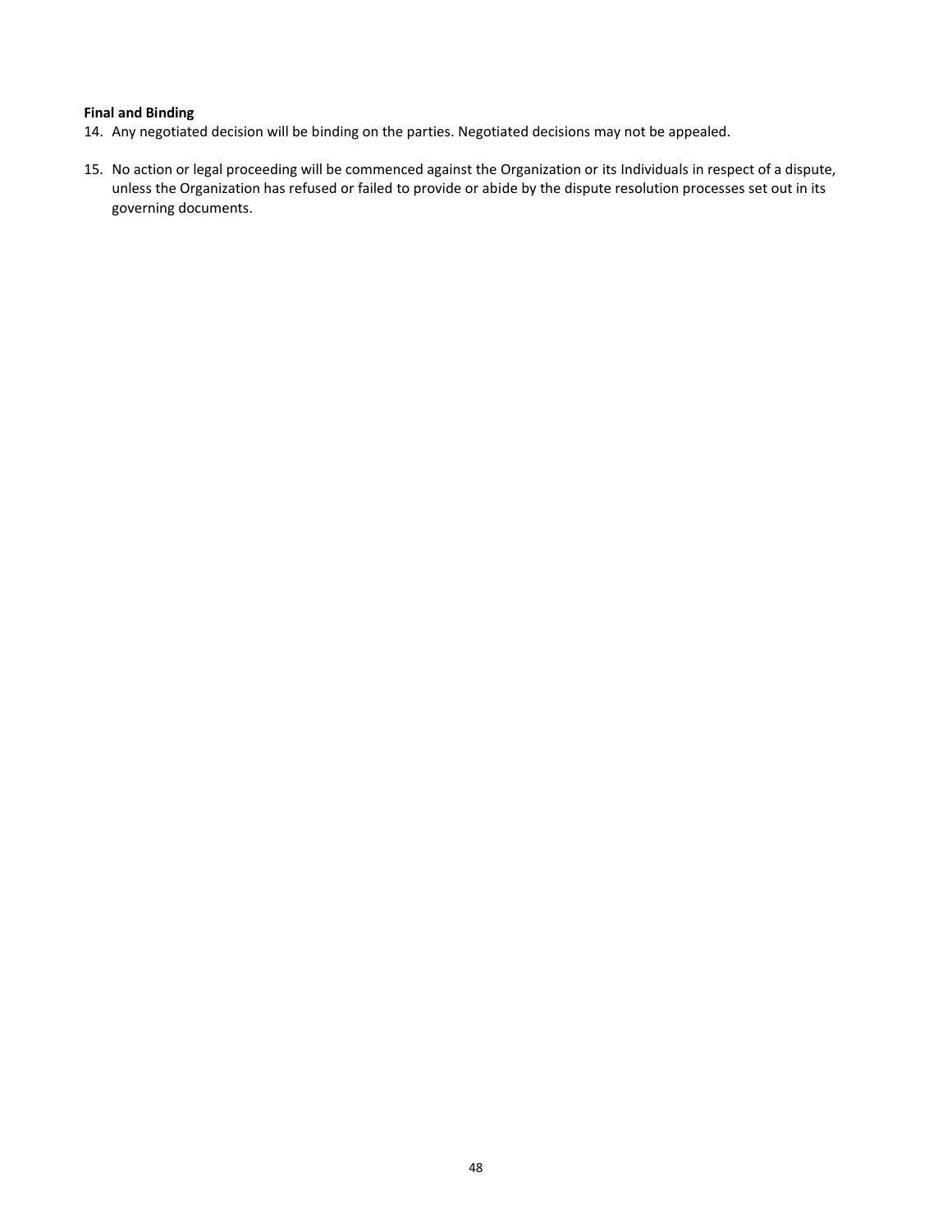**Final and Binding**

14. Any negotiated decision will be binding on the parties. Negotiated decisions may not be appealed.

15. No action or legal proceeding will be commenced against the Organization or its Individuals in respect of a dispute, unless the Organization has refused or failed to provide or abide by the dispute resolution processes set out in its governing documents.